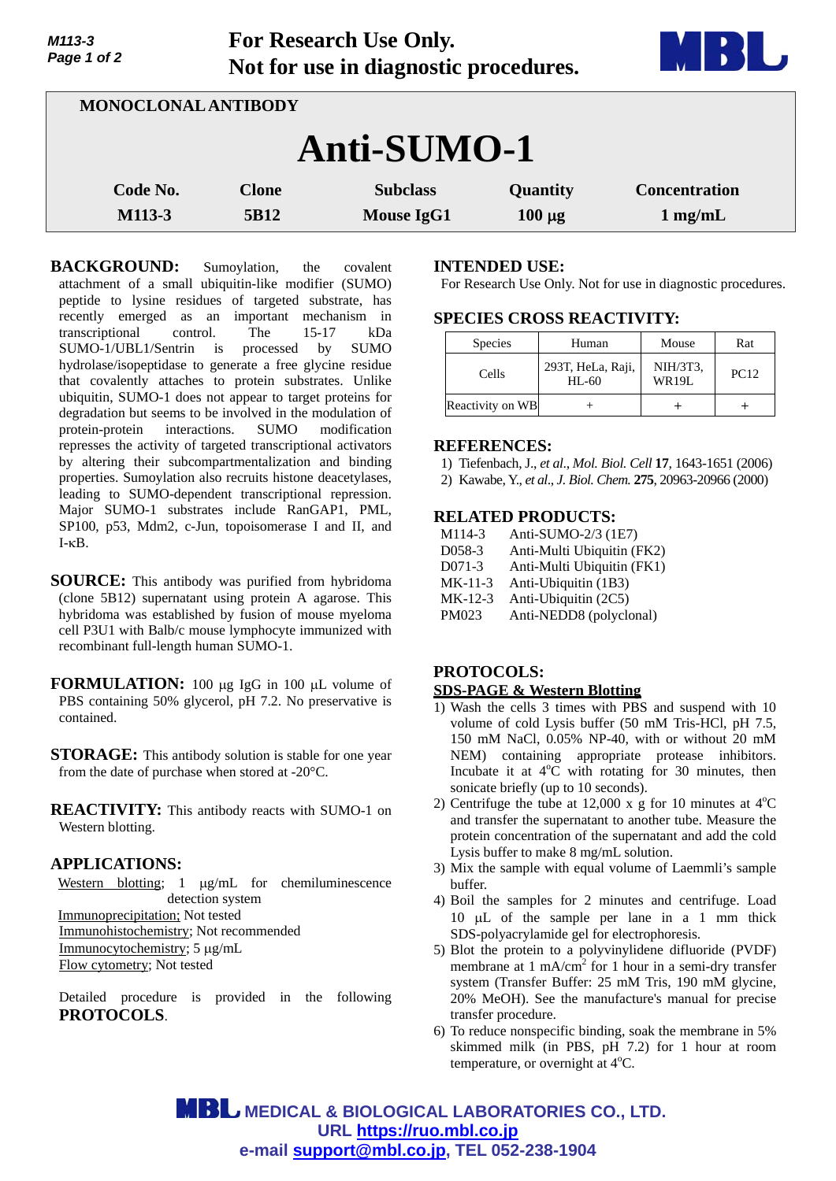For Research Use Only.
Not for use in diagnostic procedures.

MONOCLONAL ANTIBODY

# Anti-SUMO-1

| Code No. | Clone | Subclass | Quantity | Concentration |
|---|---|---|---|---|
| M113-3 | 5B12 | Mouse IgG1 | 100 µg | 1 mg/mL |

**BACKGROUND:** Sumoylation, the covalent attachment of a small ubiquitin-like modifier (SUMO) peptide to lysine residues of targeted substrate, has recently emerged as an important mechanism in transcriptional control. The 15-17 kDa SUMO-1/UBL1/Sentrin is processed by SUMO hydrolase/isopeptidase to generate a free glycine residue that covalently attaches to protein substrates. Unlike ubiquitin, SUMO-1 does not appear to target proteins for degradation but seems to be involved in the modulation of protein-protein interactions. SUMO modification represses the activity of targeted transcriptional activators by altering their subcompartmentalization and binding properties. Sumoylation also recruits histone deacetylases, leading to SUMO-dependent transcriptional repression. Major SUMO-1 substrates include RanGAP1, PML, SP100, p53, Mdm2, c-Jun, topoisomerase I and II, and I-κB.

**SOURCE:** This antibody was purified from hybridoma (clone 5B12) supernatant using protein A agarose. This hybridoma was established by fusion of mouse myeloma cell P3U1 with Balb/c mouse lymphocyte immunized with recombinant full-length human SUMO-1.

**FORMULATION:** 100 µg IgG in 100 µL volume of PBS containing 50% glycerol, pH 7.2. No preservative is contained.

**STORAGE:** This antibody solution is stable for one year from the date of purchase when stored at -20°C.

**REACTIVITY:** This antibody reacts with SUMO-1 on Western blotting.

**APPLICATIONS:**

Western blotting; 1 µg/mL for chemiluminescence detection system
Immunoprecipitation; Not tested
Immunohistochemistry; Not recommended
Immunocytochemistry; 5 µg/mL
Flow cytometry; Not tested

Detailed procedure is provided in the following **PROTOCOLS**.

**INTENDED USE:**
For Research Use Only. Not for use in diagnostic procedures.

**SPECIES CROSS REACTIVITY:**

| Species | Human | Mouse | Rat |
|---|---|---|---|
| Cells | 293T, HeLa, Raji, HL-60 | NIH/3T3, WR19L | PC12 |
| Reactivity on WB | + | + | + |

**REFERENCES:**

1) Tiefenbach, J., *et al*., *Mol. Biol. Cell* **17**, 1643-1651 (2006)
2) Kawabe, Y., *et al*., *J. Biol. Chem.* **275**, 20963-20966 (2000)

**RELATED PRODUCTS:**

M114-3 Anti-SUMO-2/3 (1E7)
D058-3 Anti-Multi Ubiquitin (FK2)
D071-3 Anti-Multi Ubiquitin (FK1)
MK-11-3 Anti-Ubiquitin (1B3)
MK-12-3 Anti-Ubiquitin (2C5)
PM023 Anti-NEDD8 (polyclonal)

**PROTOCOLS:**

**SDS-PAGE & Western Blotting**

1) Wash the cells 3 times with PBS and suspend with 10 volume of cold Lysis buffer (50 mM Tris-HCl, pH 7.5, 150 mM NaCl, 0.05% NP-40, with or without 20 mM NEM) containing appropriate protease inhibitors. Incubate it at 4°C with rotating for 30 minutes, then sonicate briefly (up to 10 seconds).
2) Centrifuge the tube at 12,000 x g for 10 minutes at 4°C and transfer the supernatant to another tube. Measure the protein concentration of the supernatant and add the cold Lysis buffer to make 8 mg/mL solution.
3) Mix the sample with equal volume of Laemmli's sample buffer.
4) Boil the samples for 2 minutes and centrifuge. Load 10 µL of the sample per lane in a 1 mm thick SDS-polyacrylamide gel for electrophoresis.
5) Blot the protein to a polyvinylidene difluoride (PVDF) membrane at 1 mA/cm$^2$ for 1 hour in a semi-dry transfer system (Transfer Buffer: 25 mM Tris, 190 mM glycine, 20% MeOH). See the manufacture's manual for precise transfer procedure.
6) To reduce nonspecific binding, soak the membrane in 5% skimmed milk (in PBS, pH 7.2) for 1 hour at room temperature, or overnight at 4°C.

MEDICAL & BIOLOGICAL LABORATORIES CO., LTD.
URL https://ruo.mbl.co.jp
e-mail support@mbl.co.jp, TEL 052-238-1904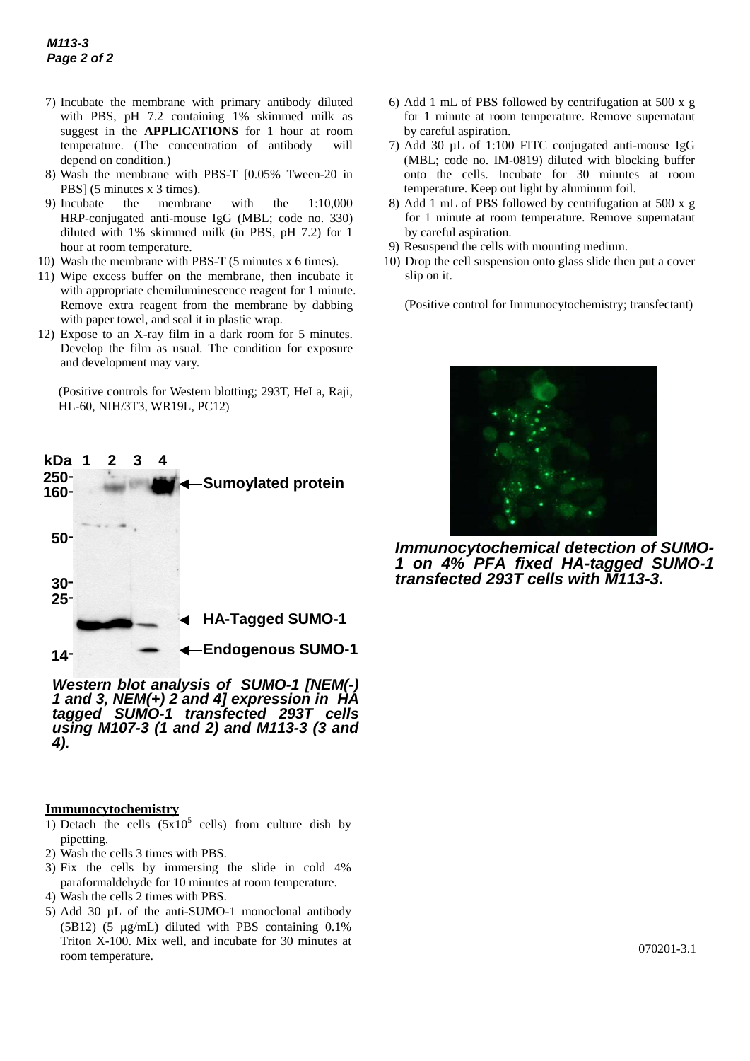7) Incubate the membrane with primary antibody diluted with PBS, pH 7.2 containing 1% skimmed milk as suggest in the **APPLICATIONS** for 1 hour at room temperature. (The concentration of antibody will depend on condition.)
8) Wash the membrane with PBS-T [0.05% Tween-20 in PBS] (5 minutes x 3 times).
9) Incubate the membrane with the 1:10,000 HRP-conjugated anti-mouse IgG (MBL; code no. 330) diluted with 1% skimmed milk (in PBS, pH 7.2) for 1 hour at room temperature.
10) Wash the membrane with PBS-T (5 minutes x 6 times).
11) Wipe excess buffer on the membrane, then incubate it with appropriate chemiluminescence reagent for 1 minute. Remove extra reagent from the membrane by dabbing with paper towel, and seal it in plastic wrap.
12) Expose to an X-ray film in a dark room for 5 minutes. Develop the film as usual. The condition for exposure and development may vary.

(Positive controls for Western blotting; 293T, HeLa, Raji, HL-60, NIH/3T3, WR19L, PC12)

kDa 1 2 3 4
250
160
50
30
25
14
Sumoylated protein
HA-Tagged SUMO-1
Endogenous SUMO-1

***Western blot analysis of SUMO-1 [NEM(-) 1 and 3, NEM(+) 2 and 4] expression in HA tagged SUMO-1 transfected 293T cells using M107-3 (1 and 2) and M113-3 (3 and 4).***

**Immunocytochemistry**

1) Detach the cells ($5x10^5$ cells) from culture dish by pipetting.
2) Wash the cells 3 times with PBS.
3) Fix the cells by immersing the slide in cold 4% paraformaldehyde for 10 minutes at room temperature.
4) Wash the cells 2 times with PBS.
5) Add 30 µL of the anti-SUMO-1 monoclonal antibody (5B12) (5 µg/mL) diluted with PBS containing 0.1% Triton X-100. Mix well, and incubate for 30 minutes at room temperature.
6) Add 1 mL of PBS followed by centrifugation at 500 x g for 1 minute at room temperature. Remove supernatant by careful aspiration.
7) Add 30 µL of 1:100 FITC conjugated anti-mouse IgG (MBL; code no. IM-0819) diluted with blocking buffer onto the cells. Incubate for 30 minutes at room temperature. Keep out light by aluminum foil.
8) Add 1 mL of PBS followed by centrifugation at 500 x g for 1 minute at room temperature. Remove supernatant by careful aspiration.
9) Resuspend the cells with mounting medium.
10) Drop the cell suspension onto glass slide then put a cover slip on it.

(Positive control for Immunocytochemistry; transfectant)

***Immunocytochemical detection of SUMO-1 on 4% PFA fixed HA-tagged SUMO-1 transfected 293T cells with M113-3.***

070201-3.1